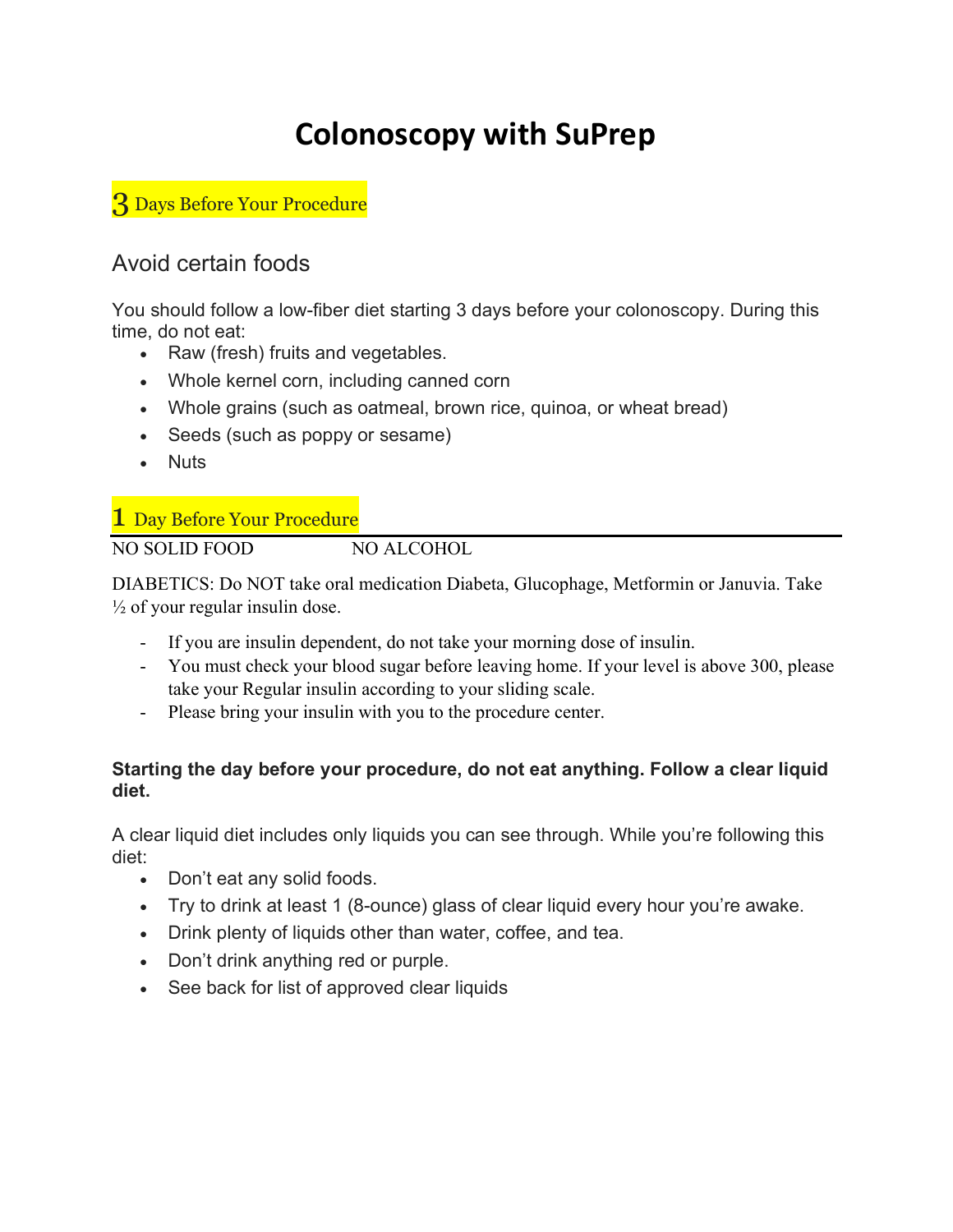# Colonoscopy with SuPrep

## 3 Days Before Your Procedure

### Avoid certain foods

You should follow a low-fiber diet starting 3 days before your colonoscopy. During this time, do not eat:

- Raw (fresh) fruits and vegetables.
- Whole kernel corn, including canned corn
- Whole grains (such as oatmeal, brown rice, quinoa, or wheat bread)
- Seeds (such as poppy or sesame)
- Nuts

## 1 Day Before Your Procedure

NO SOLID FOOD NO ALCOHOL

DIABETICS: Do NOT take oral medication Diabeta, Glucophage, Metformin or Januvia. Take ½ of your regular insulin dose.

- If you are insulin dependent, do not take your morning dose of insulin.
- You must check your blood sugar before leaving home. If your level is above 300, please take your Regular insulin according to your sliding scale.
- Please bring your insulin with you to the procedure center.

**Starting the day before your procedure, do not eat anything. Follow a clear liquid diet.**

A clear liquid diet includes only liquids you can see through. While you're following this diet:

- Don't eat any solid foods.
- Try to drink at least 1 (8-ounce) glass of clear liquid every hour you're awake.
- Drink plenty of liquids other than water, coffee, and tea.
- Don't drink anything red or purple.
- See back for list of approved clear liquids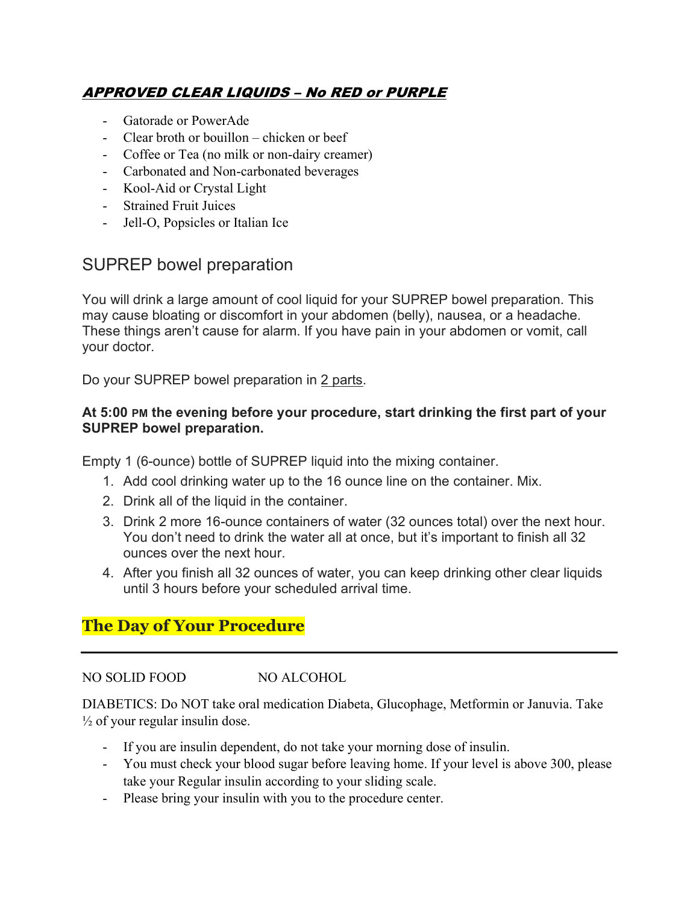## ***APPROVED CLEAR LIQUIDS – No RED or PURPLE***

- Gatorade or PowerAde
- Clear broth or bouillon – chicken or beef
- Coffee or Tea (no milk or non-dairy creamer)
- Carbonated and Non-carbonated beverages
- Kool-Aid or Crystal Light
- Strained Fruit Juices
- Jell-O, Popsicles or Italian Ice

## SUPREP bowel preparation

You will drink a large amount of cool liquid for your SUPREP bowel preparation. This may cause bloating or discomfort in your abdomen (belly), nausea, or a headache. These things aren't cause for alarm. If you have pain in your abdomen or vomit, call your doctor.

Do your SUPREP bowel preparation in <u>2 parts</u>.

**At 5:00 PM the evening before your procedure, start drinking the first part of your SUPREP bowel preparation.**

Empty 1 (6-ounce) bottle of SUPREP liquid into the mixing container.

1. Add cool drinking water up to the 16 ounce line on the container. Mix.
2. Drink all of the liquid in the container.
3. Drink 2 more 16-ounce containers of water (32 ounces total) over the next hour. You don't need to drink the water all at once, but it's important to finish all 32 ounces over the next hour.
4. After you finish all 32 ounces of water, you can keep drinking other clear liquids until 3 hours before your scheduled arrival time.

## **The Day of Your Procedure**

---

NO SOLID FOOD NO ALCOHOL

DIABETICS: Do NOT take oral medication Diabeta, Glucophage, Metformin or Januvia. Take ½ of your regular insulin dose.

- If you are insulin dependent, do not take your morning dose of insulin.
- You must check your blood sugar before leaving home. If your level is above 300, please take your Regular insulin according to your sliding scale.
- Please bring your insulin with you to the procedure center.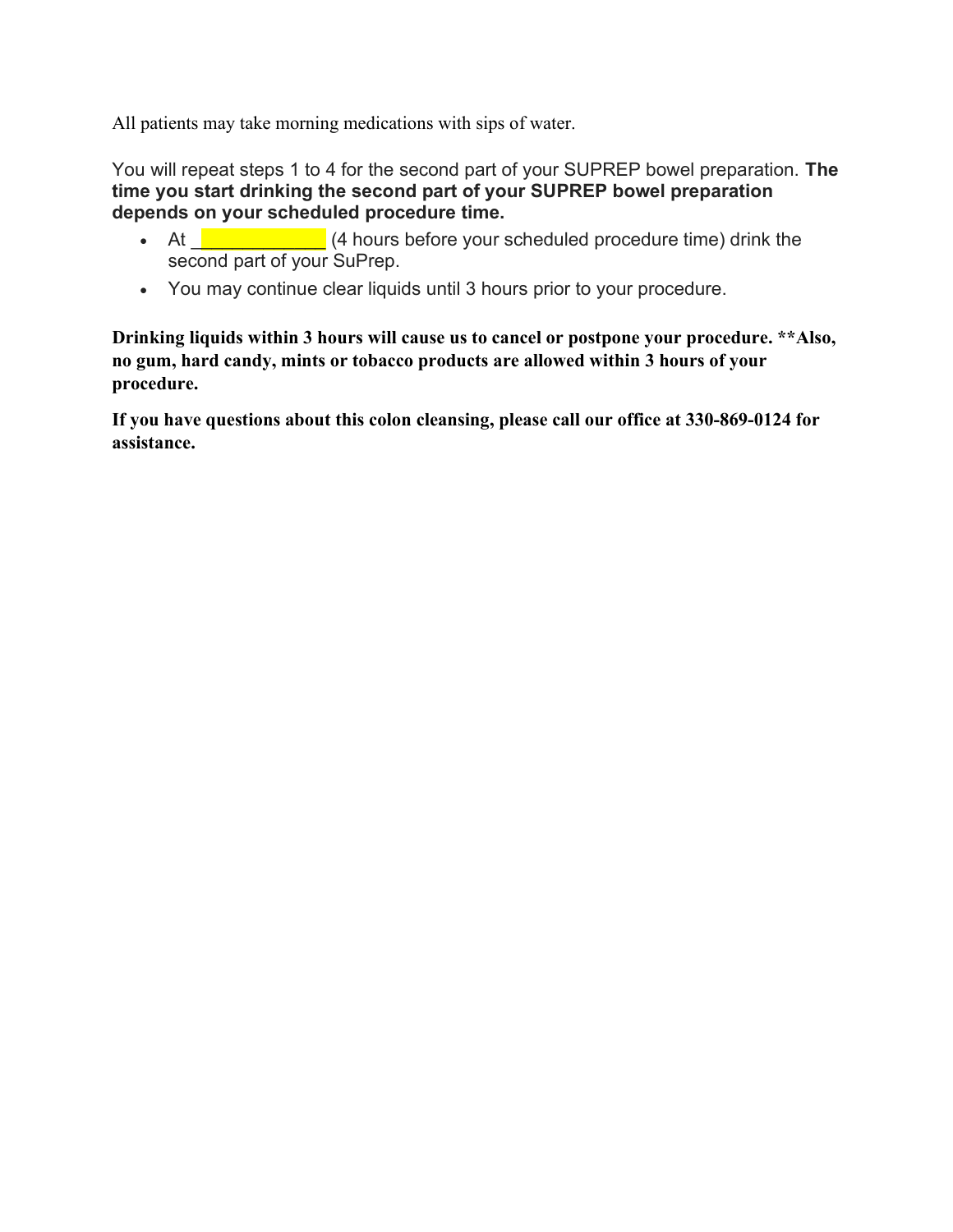All patients may take morning medications with sips of water.

You will repeat steps 1 to 4 for the second part of your SUPREP bowel preparation. **The time you start drinking the second part of your SUPREP bowel preparation depends on your scheduled procedure time.**

- At ____________ (4 hours before your scheduled procedure time) drink the second part of your SuPrep.
- You may continue clear liquids until 3 hours prior to your procedure.

**Drinking liquids within 3 hours will cause us to cancel or postpone your procedure. **Also, no gum, hard candy, mints or tobacco products are allowed within 3 hours of your procedure.**

**If you have questions about this colon cleansing, please call our office at 330-869-0124 for assistance.**